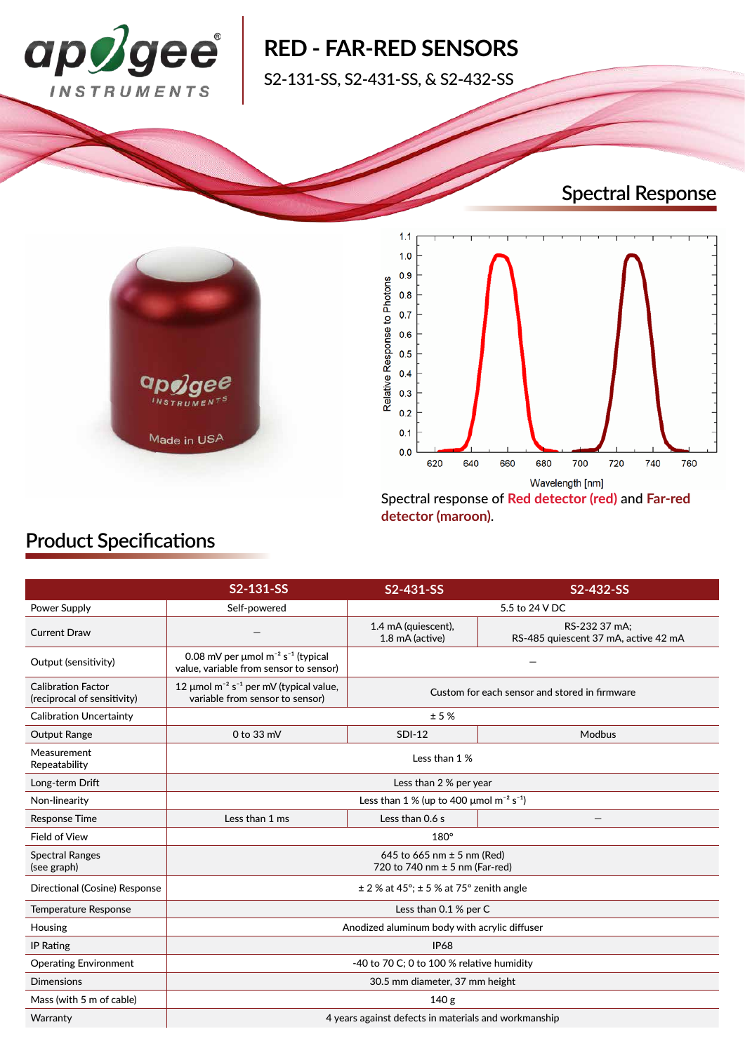# RED - FAR-RED SENSORS

S2-131-SS, S2-431-SS, & S2-432-SS

## Spectral Response

Spectral response of **Red detector (red)** and **Far-red detector (maroon)**.

## Product Specifications

| | S2-131-SS | S2-431-SS | S2-432-SS |
|---|---|---|---|
| Power Supply | Self-powered | 5.5 to 24 V DC | |
| Current Draw | – | 1.4 mA (quiescent), 1.8 mA (active) | RS-232 37 mA; RS-485 quiescent 37 mA, active 42 mA |
| Output (sensitivity) | 0.08 mV per µmol $m^{-2}$ $s^{-1}$ (typical value, variable from sensor to sensor) | – | |
| Calibration Factor (reciprocal of sensitivity) | 12 µmol $m^{-2}$ $s^{-1}$ per mV (typical value, variable from sensor to sensor) | Custom for each sensor and stored in firmware | |
| Calibration Uncertainty | ± 5 % | | |
| Output Range | 0 to 33 mV | SDI-12 | Modbus |
| Measurement Repeatability | Less than 1 % | | |
| Long-term Drift | Less than 2 % per year | | |
| Non-linearity | Less than 1 % (up to 400 µmol $m^{-2}$ $s^{-1}$) | | |
| Response Time | Less than 1 ms | Less than 0.6 s | – |
| Field of View | 180° | | |
| Spectral Ranges (see graph) | 645 to 665 nm ± 5 nm (Red) 720 to 740 nm ± 5 nm (Far-red) | | |
| Directional (Cosine) Response | ± 2 % at 45°; ± 5 % at 75° zenith angle | | |
| Temperature Response | Less than 0.1 % per C | | |
| Housing | Anodized aluminum body with acrylic diffuser | | |
| IP Rating | IP68 | | |
| Operating Environment | -40 to 70 C; 0 to 100 % relative humidity | | |
| Dimensions | 30.5 mm diameter, 37 mm height | | |
| Mass (with 5 m of cable) | 140 g | | |
| Warranty | 4 years against defects in materials and workmanship | | |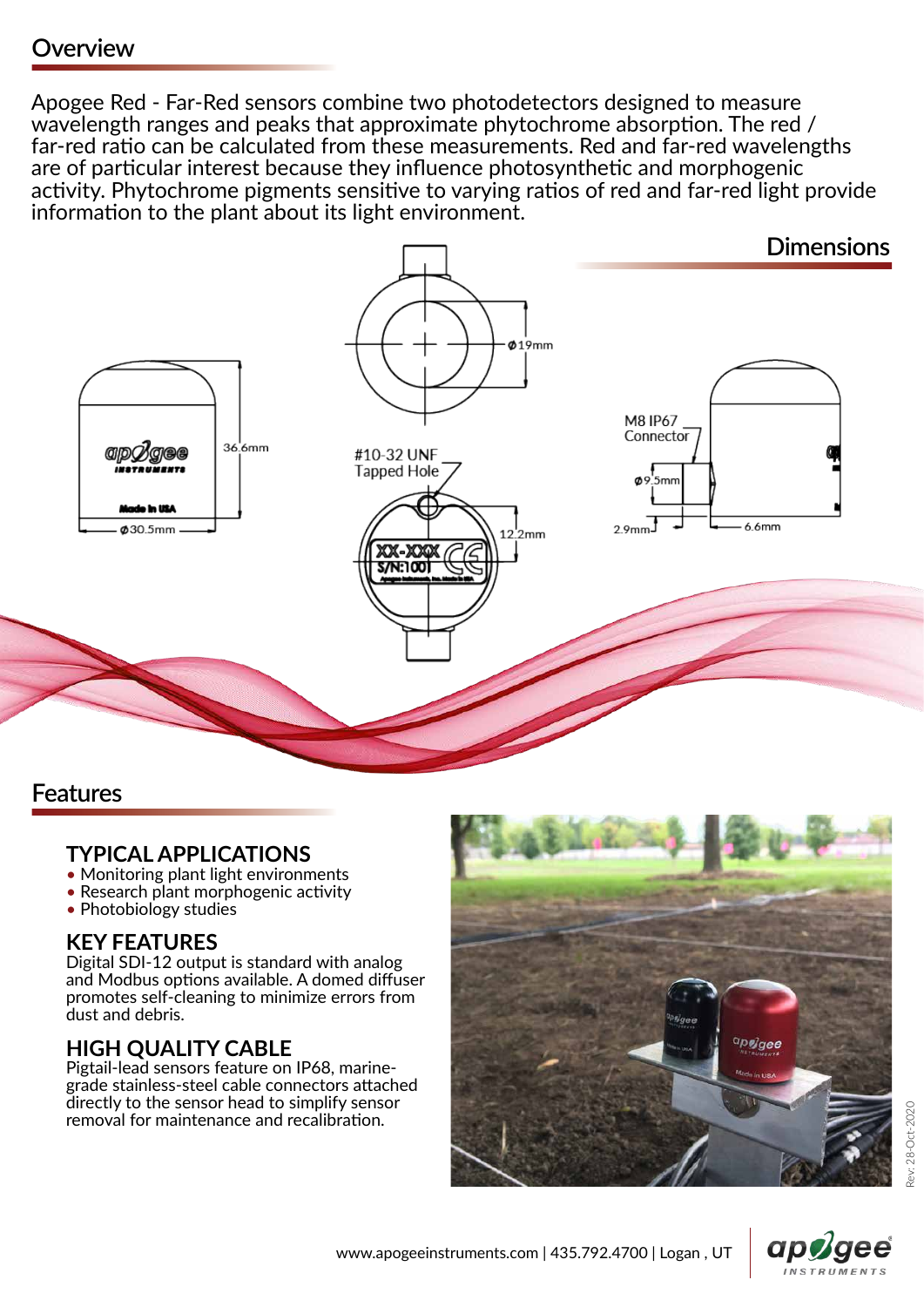## Overview

Apogee Red - Far-Red sensors combine two photodetectors designed to measure wavelength ranges and peaks that approximate phytochrome absorption. The red / far-red ratio can be calculated from these measurements. Red and far-red wavelengths are of particular interest because they influence photosynthetic and morphogenic activity. Phytochrome pigments sensitive to varying ratios of red and far-red light provide information to the plant about its light environment.

## Dimensions

36.6mm

Ø30.5mm

Ø19mm

#10-32 UNF Tapped Hole

12.2mm

M8 IP67 Connector

Ø9.5mm

2.9mm

6.6mm

## Features

### TYPICAL APPLICATIONS

- Monitoring plant light environments
- Research plant morphogenic activity
- Photobiology studies

### KEY FEATURES

Digital SDI-12 output is standard with analog and Modbus options available. A domed diffuser promotes self-cleaning to minimize errors from dust and debris.

### HIGH QUALITY CABLE

Pigtail-lead sensors feature on IP68, marine-grade stainless-steel cable connectors attached directly to the sensor head to simplify sensor removal for maintenance and recalibration.

Rev: 28-Oct-2020

www.apogeeinstruments.com | 435.792.4700 | Logan , UT